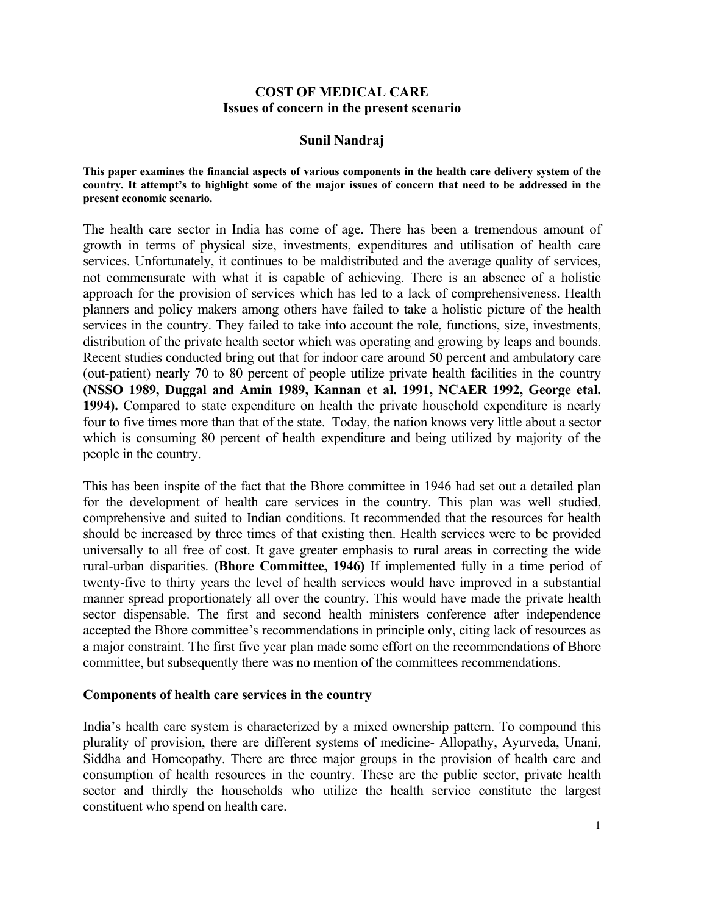# COST OF MEDICAL CARE
## Issues of concern in the present scenario

**Sunil Nandraj**

**This paper examines the financial aspects of various components in the health care delivery system of the country. It attempt's to highlight some of the major issues of concern that need to be addressed in the present economic scenario.**

The health care sector in India has come of age. There has been a tremendous amount of growth in terms of physical size, investments, expenditures and utilisation of health care services. Unfortunately, it continues to be maldistributed and the average quality of services, not commensurate with what it is capable of achieving. There is an absence of a holistic approach for the provision of services which has led to a lack of comprehensiveness. Health planners and policy makers among others have failed to take a holistic picture of the health services in the country. They failed to take into account the role, functions, size, investments, distribution of the private health sector which was operating and growing by leaps and bounds. Recent studies conducted bring out that for indoor care around 50 percent and ambulatory care (out-patient) nearly 70 to 80 percent of people utilize private health facilities in the country **(NSSO 1989, Duggal and Amin 1989, Kannan et al. 1991, NCAER 1992, George etal. 1994).** Compared to state expenditure on health the private household expenditure is nearly four to five times more than that of the state. Today, the nation knows very little about a sector which is consuming 80 percent of health expenditure and being utilized by majority of the people in the country.

This has been inspite of the fact that the Bhore committee in 1946 had set out a detailed plan for the development of health care services in the country. This plan was well studied, comprehensive and suited to Indian conditions. It recommended that the resources for health should be increased by three times of that existing then. Health services were to be provided universally to all free of cost. It gave greater emphasis to rural areas in correcting the wide rural-urban disparities. **(Bhore Committee, 1946)** If implemented fully in a time period of twenty-five to thirty years the level of health services would have improved in a substantial manner spread proportionately all over the country. This would have made the private health sector dispensable. The first and second health ministers conference after independence accepted the Bhore committee's recommendations in principle only, citing lack of resources as a major constraint. The first five year plan made some effort on the recommendations of Bhore committee, but subsequently there was no mention of the committees recommendations.

### Components of health care services in the country

India's health care system is characterized by a mixed ownership pattern. To compound this plurality of provision, there are different systems of medicine- Allopathy, Ayurveda, Unani, Siddha and Homeopathy. There are three major groups in the provision of health care and consumption of health resources in the country. These are the public sector, private health sector and thirdly the households who utilize the health service constitute the largest constituent who spend on health care.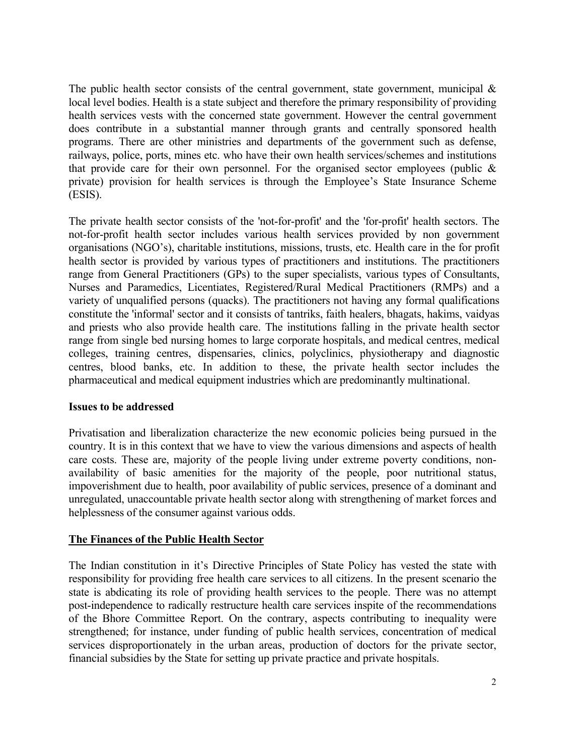The public health sector consists of the central government, state government, municipal & local level bodies. Health is a state subject and therefore the primary responsibility of providing health services vests with the concerned state government. However the central government does contribute in a substantial manner through grants and centrally sponsored health programs. There are other ministries and departments of the government such as defense, railways, police, ports, mines etc. who have their own health services/schemes and institutions that provide care for their own personnel. For the organised sector employees (public & private) provision for health services is through the Employee's State Insurance Scheme (ESIS).

The private health sector consists of the 'not-for-profit' and the 'for-profit' health sectors. The not-for-profit health sector includes various health services provided by non government organisations (NGO's), charitable institutions, missions, trusts, etc. Health care in the for profit health sector is provided by various types of practitioners and institutions. The practitioners range from General Practitioners (GPs) to the super specialists, various types of Consultants, Nurses and Paramedics, Licentiates, Registered/Rural Medical Practitioners (RMPs) and a variety of unqualified persons (quacks). The practitioners not having any formal qualifications constitute the 'informal' sector and it consists of tantriks, faith healers, bhagats, hakims, vaidyas and priests who also provide health care. The institutions falling in the private health sector range from single bed nursing homes to large corporate hospitals, and medical centres, medical colleges, training centres, dispensaries, clinics, polyclinics, physiotherapy and diagnostic centres, blood banks, etc. In addition to these, the private health sector includes the pharmaceutical and medical equipment industries which are predominantly multinational.

**Issues to be addressed**

Privatisation and liberalization characterize the new economic policies being pursued in the country. It is in this context that we have to view the various dimensions and aspects of health care costs. These are, majority of the people living under extreme poverty conditions, non-availability of basic amenities for the majority of the people, poor nutritional status, impoverishment due to health, poor availability of public services, presence of a dominant and unregulated, unaccountable private health sector along with strengthening of market forces and helplessness of the consumer against various odds.

## The Finances of the Public Health Sector

The Indian constitution in it's Directive Principles of State Policy has vested the state with responsibility for providing free health care services to all citizens. In the present scenario the state is abdicating its role of providing health services to the people. There was no attempt post-independence to radically restructure health care services inspite of the recommendations of the Bhore Committee Report. On the contrary, aspects contributing to inequality were strengthened; for instance, under funding of public health services, concentration of medical services disproportionately in the urban areas, production of doctors for the private sector, financial subsidies by the State for setting up private practice and private hospitals.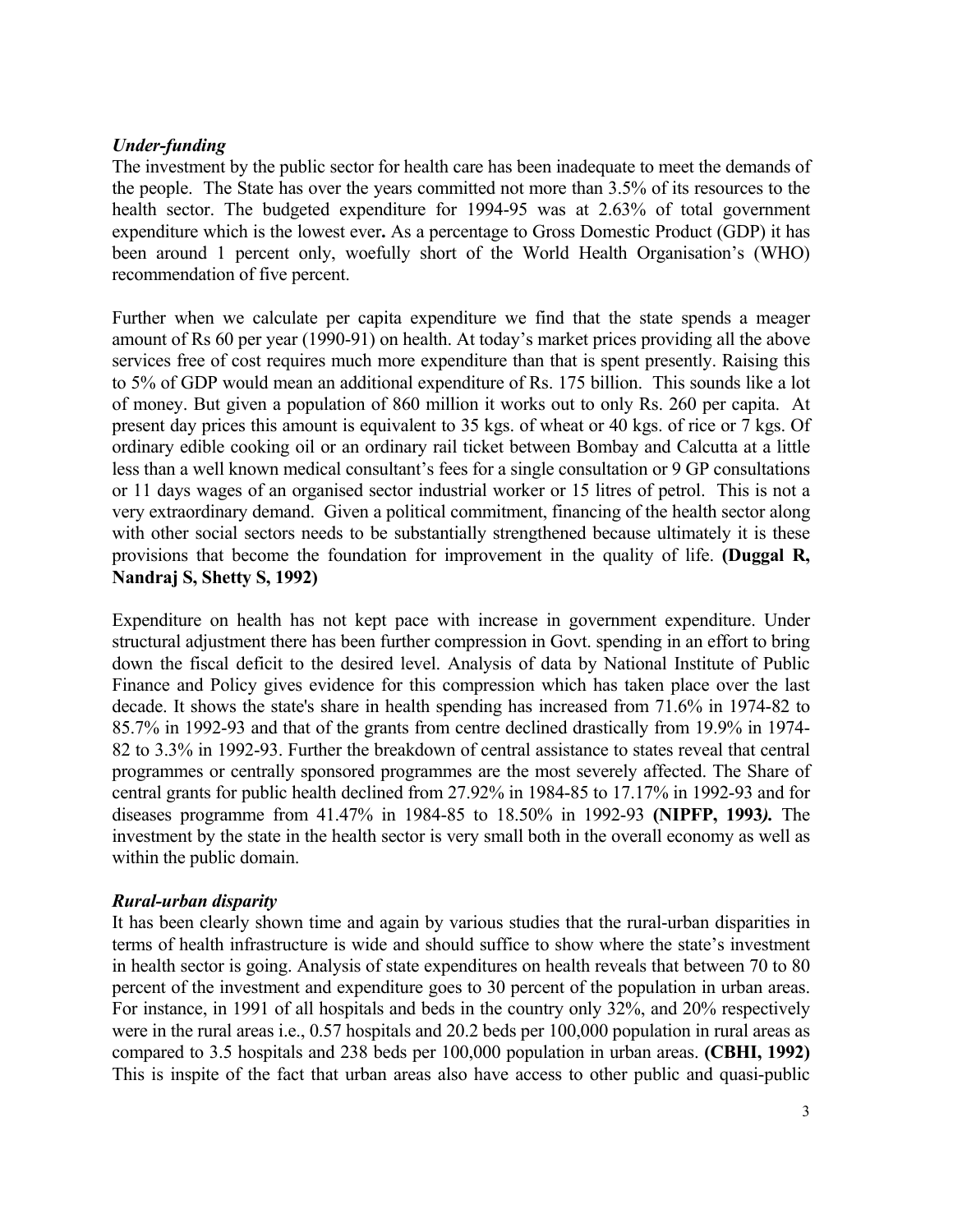### *Under-funding*

The investment by the public sector for health care has been inadequate to meet the demands of the people. The State has over the years committed not more than 3.5% of its resources to the health sector. The budgeted expenditure for 1994-95 was at 2.63% of total government expenditure which is the lowest ever**.** As a percentage to Gross Domestic Product (GDP) it has been around 1 percent only, woefully short of the World Health Organisation's (WHO) recommendation of five percent.

Further when we calculate per capita expenditure we find that the state spends a meager amount of Rs 60 per year (1990-91) on health. At today's market prices providing all the above services free of cost requires much more expenditure than that is spent presently. Raising this to 5% of GDP would mean an additional expenditure of Rs. 175 billion. This sounds like a lot of money. But given a population of 860 million it works out to only Rs. 260 per capita. At present day prices this amount is equivalent to 35 kgs. of wheat or 40 kgs. of rice or 7 kgs. Of ordinary edible cooking oil or an ordinary rail ticket between Bombay and Calcutta at a little less than a well known medical consultant's fees for a single consultation or 9 GP consultations or 11 days wages of an organised sector industrial worker or 15 litres of petrol. This is not a very extraordinary demand. Given a political commitment, financing of the health sector along with other social sectors needs to be substantially strengthened because ultimately it is these provisions that become the foundation for improvement in the quality of life. **(Duggal R, Nandraj S, Shetty S, 1992)**

Expenditure on health has not kept pace with increase in government expenditure. Under structural adjustment there has been further compression in Govt. spending in an effort to bring down the fiscal deficit to the desired level. Analysis of data by National Institute of Public Finance and Policy gives evidence for this compression which has taken place over the last decade. It shows the state's share in health spending has increased from 71.6% in 1974-82 to 85.7% in 1992-93 and that of the grants from centre declined drastically from 19.9% in 1974-82 to 3.3% in 1992-93. Further the breakdown of central assistance to states reveal that central programmes or centrally sponsored programmes are the most severely affected. The Share of central grants for public health declined from 27.92% in 1984-85 to 17.17% in 1992-93 and for diseases programme from 41.47% in 1984-85 to 18.50% in 1992-93 **(NIPFP, 1993*).*** The investment by the state in the health sector is very small both in the overall economy as well as within the public domain.

### *Rural-urban disparity*

It has been clearly shown time and again by various studies that the rural-urban disparities in terms of health infrastructure is wide and should suffice to show where the state's investment in health sector is going. Analysis of state expenditures on health reveals that between 70 to 80 percent of the investment and expenditure goes to 30 percent of the population in urban areas. For instance, in 1991 of all hospitals and beds in the country only 32%, and 20% respectively were in the rural areas i.e., 0.57 hospitals and 20.2 beds per 100,000 population in rural areas as compared to 3.5 hospitals and 238 beds per 100,000 population in urban areas. **(CBHI, 1992)** This is inspite of the fact that urban areas also have access to other public and quasi-public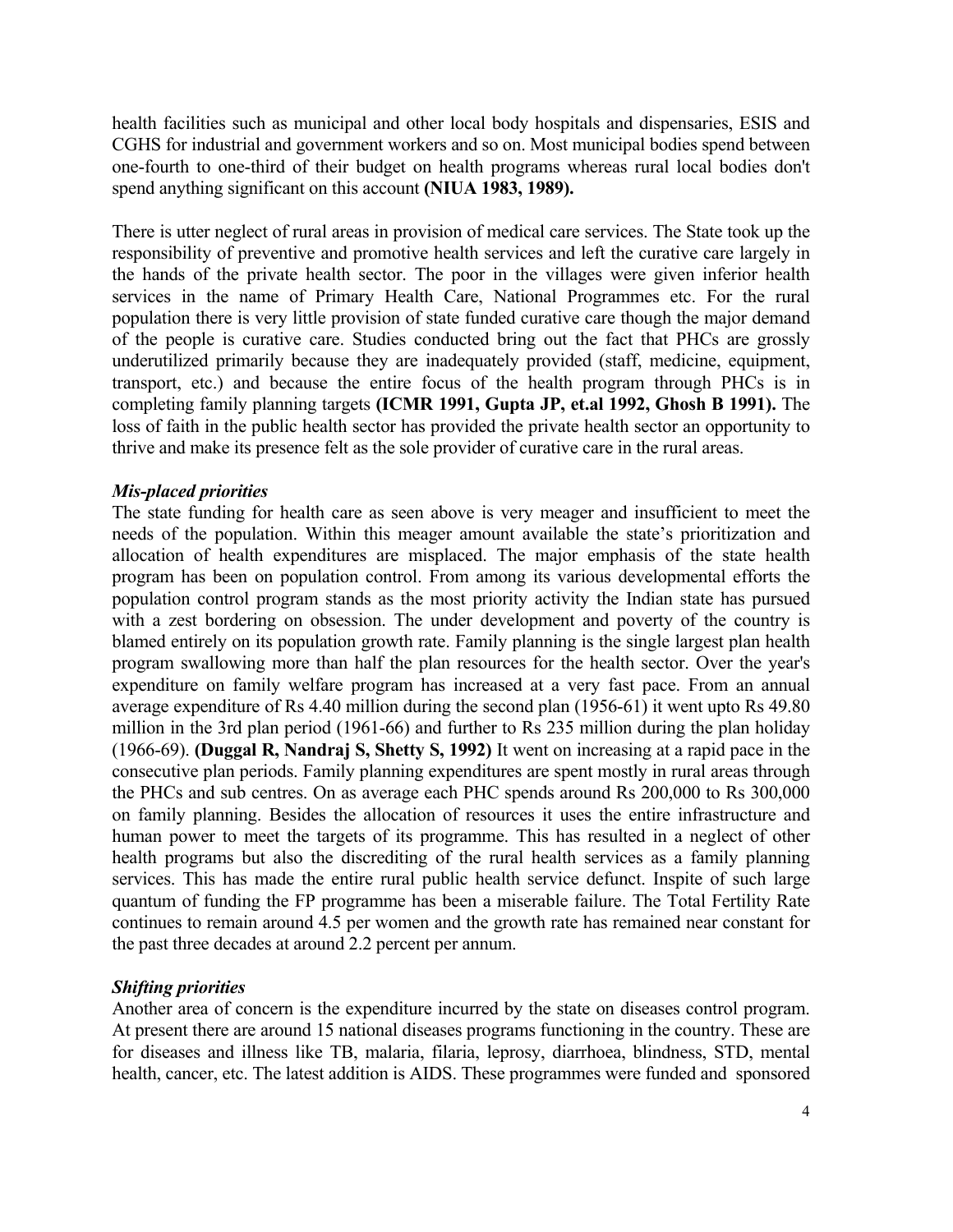health facilities such as municipal and other local body hospitals and dispensaries, ESIS and CGHS for industrial and government workers and so on. Most municipal bodies spend between one-fourth to one-third of their budget on health programs whereas rural local bodies don't spend anything significant on this account **(NIUA 1983, 1989).**

There is utter neglect of rural areas in provision of medical care services. The State took up the responsibility of preventive and promotive health services and left the curative care largely in the hands of the private health sector. The poor in the villages were given inferior health services in the name of Primary Health Care, National Programmes etc. For the rural population there is very little provision of state funded curative care though the major demand of the people is curative care. Studies conducted bring out the fact that PHCs are grossly underutilized primarily because they are inadequately provided (staff, medicine, equipment, transport, etc.) and because the entire focus of the health program through PHCs is in completing family planning targets **(ICMR 1991, Gupta JP, et.al 1992, Ghosh B 1991).** The loss of faith in the public health sector has provided the private health sector an opportunity to thrive and make its presence felt as the sole provider of curative care in the rural areas.

***Mis-placed priorities***

The state funding for health care as seen above is very meager and insufficient to meet the needs of the population. Within this meager amount available the state's prioritization and allocation of health expenditures are misplaced. The major emphasis of the state health program has been on population control. From among its various developmental efforts the population control program stands as the most priority activity the Indian state has pursued with a zest bordering on obsession. The under development and poverty of the country is blamed entirely on its population growth rate. Family planning is the single largest plan health program swallowing more than half the plan resources for the health sector. Over the year's expenditure on family welfare program has increased at a very fast pace. From an annual average expenditure of Rs 4.40 million during the second plan (1956-61) it went upto Rs 49.80 million in the 3rd plan period (1961-66) and further to Rs 235 million during the plan holiday (1966-69). **(Duggal R, Nandraj S, Shetty S, 1992)** It went on increasing at a rapid pace in the consecutive plan periods. Family planning expenditures are spent mostly in rural areas through the PHCs and sub centres. On as average each PHC spends around Rs 200,000 to Rs 300,000 on family planning. Besides the allocation of resources it uses the entire infrastructure and human power to meet the targets of its programme. This has resulted in a neglect of other health programs but also the discrediting of the rural health services as a family planning services. This has made the entire rural public health service defunct. Inspite of such large quantum of funding the FP programme has been a miserable failure. The Total Fertility Rate continues to remain around 4.5 per women and the growth rate has remained near constant for the past three decades at around 2.2 percent per annum.

***Shifting priorities***

Another area of concern is the expenditure incurred by the state on diseases control program. At present there are around 15 national diseases programs functioning in the country. These are for diseases and illness like TB, malaria, filaria, leprosy, diarrhoea, blindness, STD, mental health, cancer, etc. The latest addition is AIDS. These programmes were funded and sponsored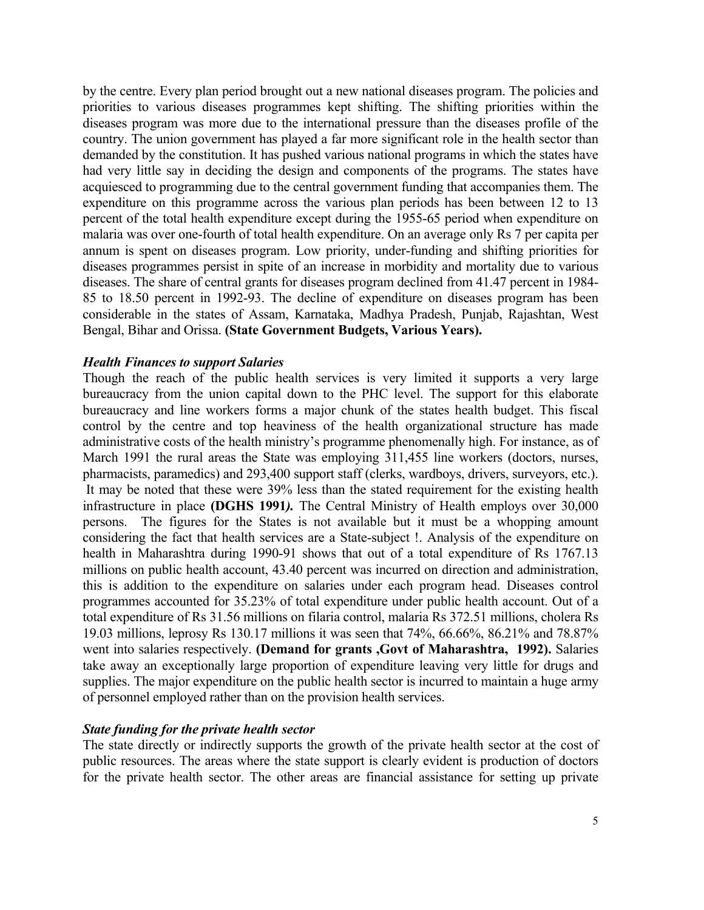by the centre. Every plan period brought out a new national diseases program. The policies and priorities to various diseases programmes kept shifting. The shifting priorities within the diseases program was more due to the international pressure than the diseases profile of the country. The union government has played a far more significant role in the health sector than demanded by the constitution. It has pushed various national programs in which the states have had very little say in deciding the design and components of the programs. The states have acquiesced to programming due to the central government funding that accompanies them. The expenditure on this programme across the various plan periods has been between 12 to 13 percent of the total health expenditure except during the 1955-65 period when expenditure on malaria was over one-fourth of total health expenditure. On an average only Rs 7 per capita per annum is spent on diseases program. Low priority, under-funding and shifting priorities for diseases programmes persist in spite of an increase in morbidity and mortality due to various diseases. The share of central grants for diseases program declined from 41.47 percent in 1984-85 to 18.50 percent in 1992-93. The decline of expenditure on diseases program has been considerable in the states of Assam, Karnataka, Madhya Pradesh, Punjab, Rajashtan, West Bengal, Bihar and Orissa. **(State Government Budgets, Various Years).**

### *Health Finances to support Salaries*

Though the reach of the public health services is very limited it supports a very large bureaucracy from the union capital down to the PHC level. The support for this elaborate bureaucracy and line workers forms a major chunk of the states health budget. This fiscal control by the centre and top heaviness of the health organizational structure has made administrative costs of the health ministry's programme phenomenally high. For instance, as of March 1991 the rural areas the State was employing 311,455 line workers (doctors, nurses, pharmacists, paramedics) and 293,400 support staff (clerks, wardboys, drivers, surveyors, etc.). It may be noted that these were 39% less than the stated requirement for the existing health infrastructure in place **(DGHS 1991*).*** The Central Ministry of Health employs over 30,000 persons. The figures for the States is not available but it must be a whopping amount considering the fact that health services are a State-subject !. Analysis of the expenditure on health in Maharashtra during 1990-91 shows that out of a total expenditure of Rs 1767.13 millions on public health account, 43.40 percent was incurred on direction and administration, this is addition to the expenditure on salaries under each program head. Diseases control programmes accounted for 35.23% of total expenditure under public health account. Out of a total expenditure of Rs 31.56 millions on filaria control, malaria Rs 372.51 millions, cholera Rs 19.03 millions, leprosy Rs 130.17 millions it was seen that 74%, 66.66%, 86.21% and 78.87% went into salaries respectively. **(Demand for grants ,Govt of Maharashtra, 1992).** Salaries take away an exceptionally large proportion of expenditure leaving very little for drugs and supplies. The major expenditure on the public health sector is incurred to maintain a huge army of personnel employed rather than on the provision health services.

### *State funding for the private health sector*

The state directly or indirectly supports the growth of the private health sector at the cost of public resources. The areas where the state support is clearly evident is production of doctors for the private health sector. The other areas are financial assistance for setting up private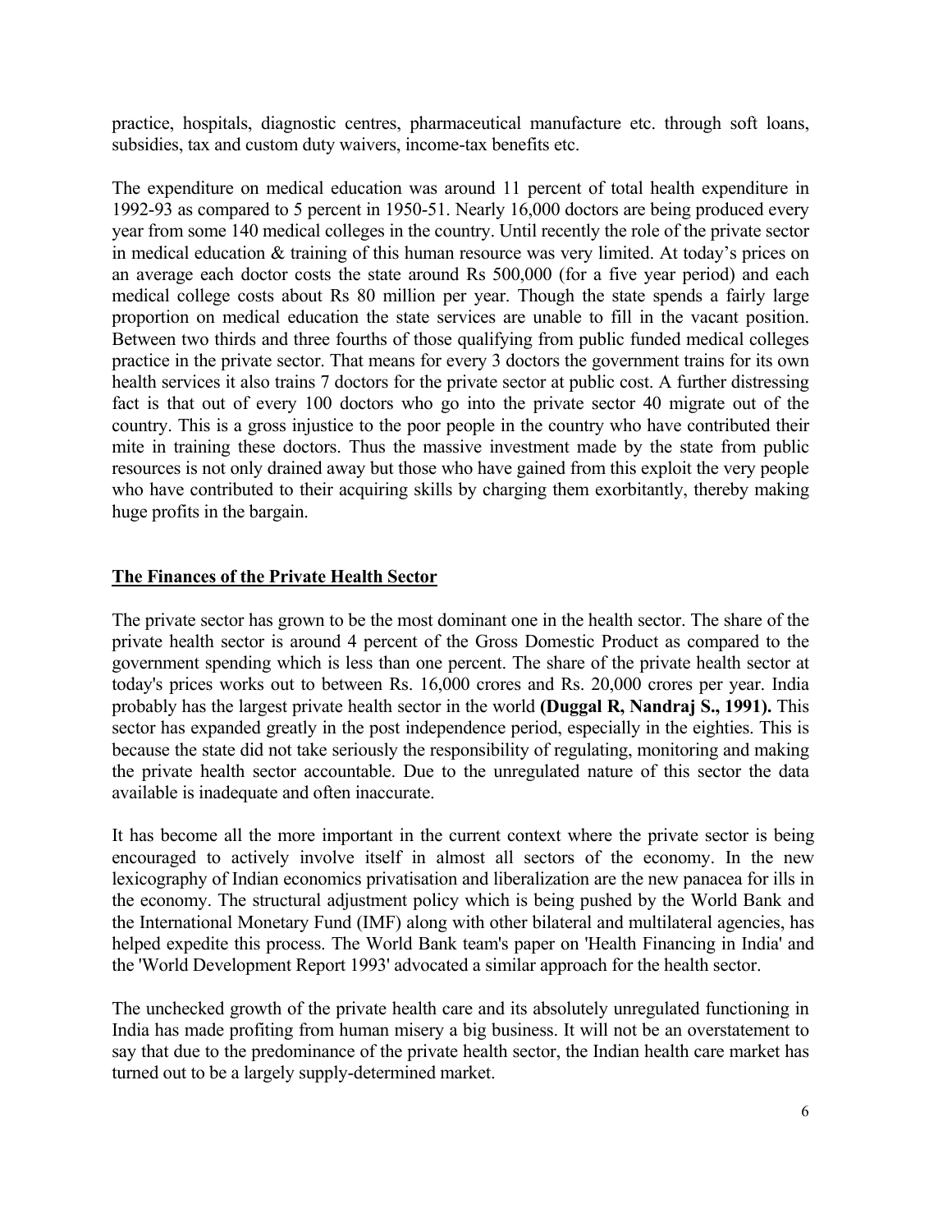practice, hospitals, diagnostic centres, pharmaceutical manufacture etc. through soft loans, subsidies, tax and custom duty waivers, income-tax benefits etc.

The expenditure on medical education was around 11 percent of total health expenditure in 1992-93 as compared to 5 percent in 1950-51. Nearly 16,000 doctors are being produced every year from some 140 medical colleges in the country. Until recently the role of the private sector in medical education & training of this human resource was very limited. At today's prices on an average each doctor costs the state around Rs 500,000 (for a five year period) and each medical college costs about Rs 80 million per year. Though the state spends a fairly large proportion on medical education the state services are unable to fill in the vacant position. Between two thirds and three fourths of those qualifying from public funded medical colleges practice in the private sector. That means for every 3 doctors the government trains for its own health services it also trains 7 doctors for the private sector at public cost. A further distressing fact is that out of every 100 doctors who go into the private sector 40 migrate out of the country. This is a gross injustice to the poor people in the country who have contributed their mite in training these doctors. Thus the massive investment made by the state from public resources is not only drained away but those who have gained from this exploit the very people who have contributed to their acquiring skills by charging them exorbitantly, thereby making huge profits in the bargain.

## The Finances of the Private Health Sector

The private sector has grown to be the most dominant one in the health sector. The share of the private health sector is around 4 percent of the Gross Domestic Product as compared to the government spending which is less than one percent. The share of the private health sector at today's prices works out to between Rs. 16,000 crores and Rs. 20,000 crores per year. India probably has the largest private health sector in the world **(Duggal R, Nandraj S., 1991).** This sector has expanded greatly in the post independence period, especially in the eighties. This is because the state did not take seriously the responsibility of regulating, monitoring and making the private health sector accountable. Due to the unregulated nature of this sector the data available is inadequate and often inaccurate.

It has become all the more important in the current context where the private sector is being encouraged to actively involve itself in almost all sectors of the economy. In the new lexicography of Indian economics privatisation and liberalization are the new panacea for ills in the economy. The structural adjustment policy which is being pushed by the World Bank and the International Monetary Fund (IMF) along with other bilateral and multilateral agencies, has helped expedite this process. The World Bank team's paper on 'Health Financing in India' and the 'World Development Report 1993' advocated a similar approach for the health sector.

The unchecked growth of the private health care and its absolutely unregulated functioning in India has made profiting from human misery a big business. It will not be an overstatement to say that due to the predominance of the private health sector, the Indian health care market has turned out to be a largely supply-determined market.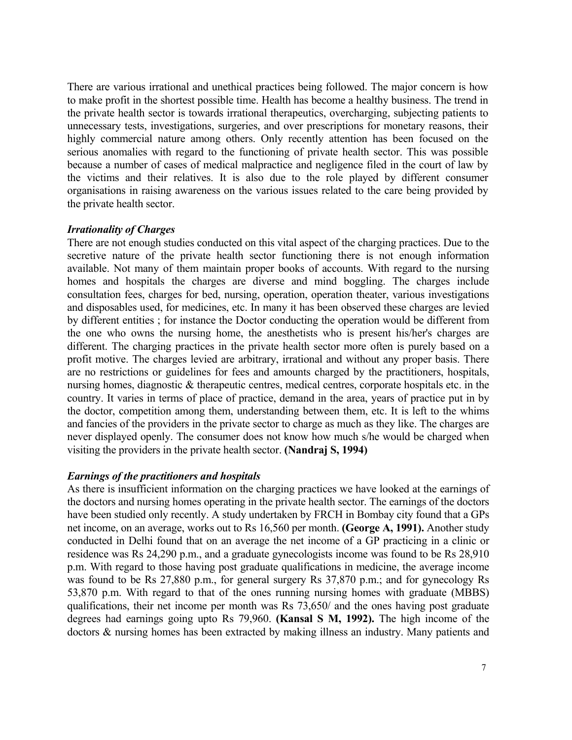There are various irrational and unethical practices being followed. The major concern is how to make profit in the shortest possible time. Health has become a healthy business. The trend in the private health sector is towards irrational therapeutics, overcharging, subjecting patients to unnecessary tests, investigations, surgeries, and over prescriptions for monetary reasons, their highly commercial nature among others. Only recently attention has been focused on the serious anomalies with regard to the functioning of private health sector. This was possible because a number of cases of medical malpractice and negligence filed in the court of law by the victims and their relatives. It is also due to the role played by different consumer organisations in raising awareness on the various issues related to the care being provided by the private health sector.

***Irrationality of Charges***

There are not enough studies conducted on this vital aspect of the charging practices. Due to the secretive nature of the private health sector functioning there is not enough information available. Not many of them maintain proper books of accounts. With regard to the nursing homes and hospitals the charges are diverse and mind boggling. The charges include consultation fees, charges for bed, nursing, operation, operation theater, various investigations and disposables used, for medicines, etc. In many it has been observed these charges are levied by different entities ; for instance the Doctor conducting the operation would be different from the one who owns the nursing home, the anesthetists who is present his/her's charges are different. The charging practices in the private health sector more often is purely based on a profit motive. The charges levied are arbitrary, irrational and without any proper basis. There are no restrictions or guidelines for fees and amounts charged by the practitioners, hospitals, nursing homes, diagnostic & therapeutic centres, medical centres, corporate hospitals etc. in the country. It varies in terms of place of practice, demand in the area, years of practice put in by the doctor, competition among them, understanding between them, etc. It is left to the whims and fancies of the providers in the private sector to charge as much as they like. The charges are never displayed openly. The consumer does not know how much s/he would be charged when visiting the providers in the private health sector. **(Nandraj S, 1994)**

***Earnings of the practitioners and hospitals***

As there is insufficient information on the charging practices we have looked at the earnings of the doctors and nursing homes operating in the private health sector. The earnings of the doctors have been studied only recently. A study undertaken by FRCH in Bombay city found that a GPs net income, on an average, works out to Rs 16,560 per month. **(George A, 1991).** Another study conducted in Delhi found that on an average the net income of a GP practicing in a clinic or residence was Rs 24,290 p.m., and a graduate gynecologists income was found to be Rs 28,910 p.m. With regard to those having post graduate qualifications in medicine, the average income was found to be Rs 27,880 p.m., for general surgery Rs 37,870 p.m.; and for gynecology Rs 53,870 p.m. With regard to that of the ones running nursing homes with graduate (MBBS) qualifications, their net income per month was Rs 73,650/ and the ones having post graduate degrees had earnings going upto Rs 79,960. **(Kansal S M, 1992).** The high income of the doctors & nursing homes has been extracted by making illness an industry. Many patients and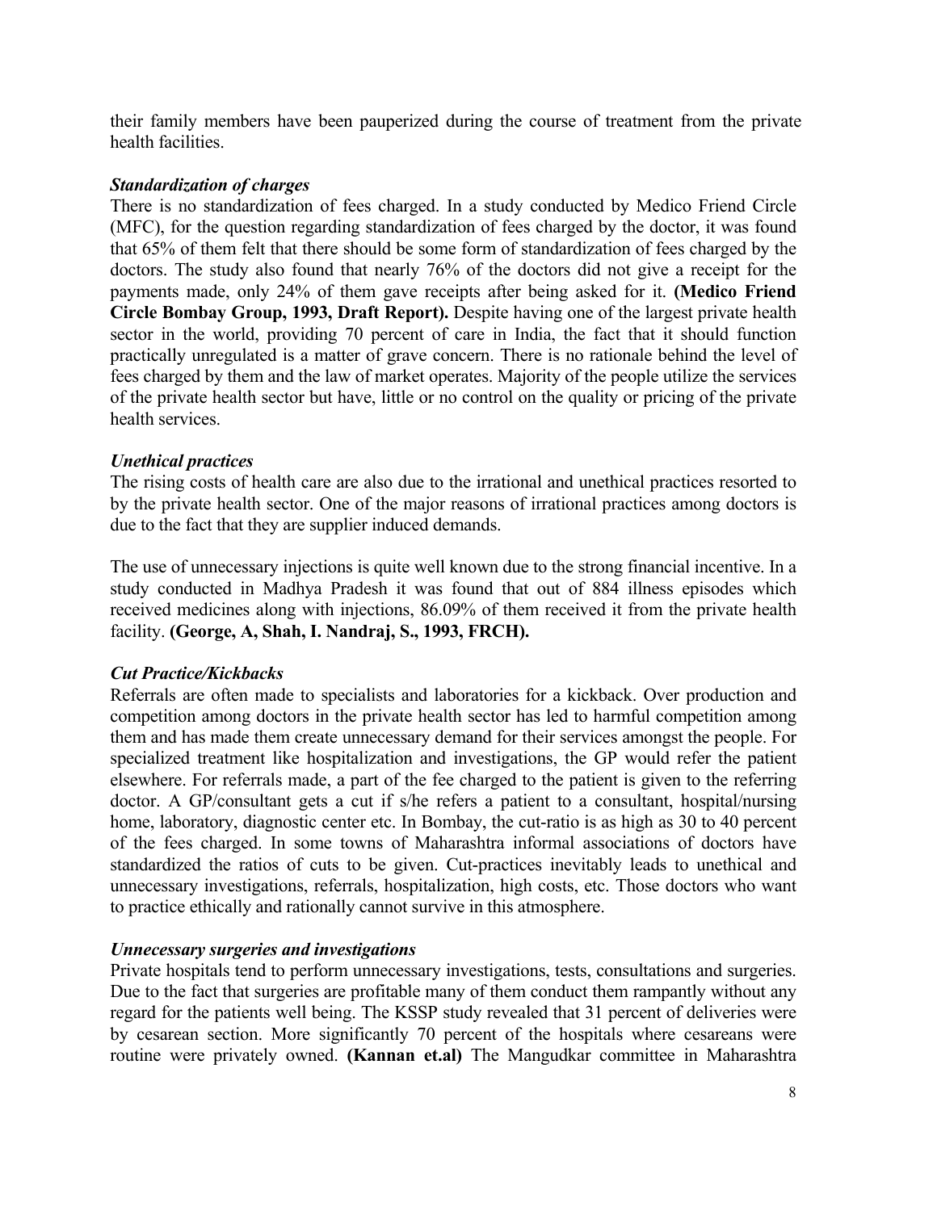their family members have been pauperized during the course of treatment from the private health facilities.

***Standardization of charges***

There is no standardization of fees charged. In a study conducted by Medico Friend Circle (MFC), for the question regarding standardization of fees charged by the doctor, it was found that 65% of them felt that there should be some form of standardization of fees charged by the doctors. The study also found that nearly 76% of the doctors did not give a receipt for the payments made, only 24% of them gave receipts after being asked for it. **(Medico Friend Circle Bombay Group, 1993, Draft Report).** Despite having one of the largest private health sector in the world, providing 70 percent of care in India, the fact that it should function practically unregulated is a matter of grave concern. There is no rationale behind the level of fees charged by them and the law of market operates. Majority of the people utilize the services of the private health sector but have, little or no control on the quality or pricing of the private health services.

***Unethical practices***

The rising costs of health care are also due to the irrational and unethical practices resorted to by the private health sector. One of the major reasons of irrational practices among doctors is due to the fact that they are supplier induced demands.

The use of unnecessary injections is quite well known due to the strong financial incentive. In a study conducted in Madhya Pradesh it was found that out of 884 illness episodes which received medicines along with injections, 86.09% of them received it from the private health facility. **(George, A, Shah, I. Nandraj, S., 1993, FRCH).**

***Cut Practice/Kickbacks***

Referrals are often made to specialists and laboratories for a kickback. Over production and competition among doctors in the private health sector has led to harmful competition among them and has made them create unnecessary demand for their services amongst the people. For specialized treatment like hospitalization and investigations, the GP would refer the patient elsewhere. For referrals made, a part of the fee charged to the patient is given to the referring doctor. A GP/consultant gets a cut if s/he refers a patient to a consultant, hospital/nursing home, laboratory, diagnostic center etc. In Bombay, the cut-ratio is as high as 30 to 40 percent of the fees charged. In some towns of Maharashtra informal associations of doctors have standardized the ratios of cuts to be given. Cut-practices inevitably leads to unethical and unnecessary investigations, referrals, hospitalization, high costs, etc. Those doctors who want to practice ethically and rationally cannot survive in this atmosphere.

***Unnecessary surgeries and investigations***

Private hospitals tend to perform unnecessary investigations, tests, consultations and surgeries. Due to the fact that surgeries are profitable many of them conduct them rampantly without any regard for the patients well being. The KSSP study revealed that 31 percent of deliveries were by cesarean section. More significantly 70 percent of the hospitals where cesareans were routine were privately owned. **(Kannan et.al)** The Mangudkar committee in Maharashtra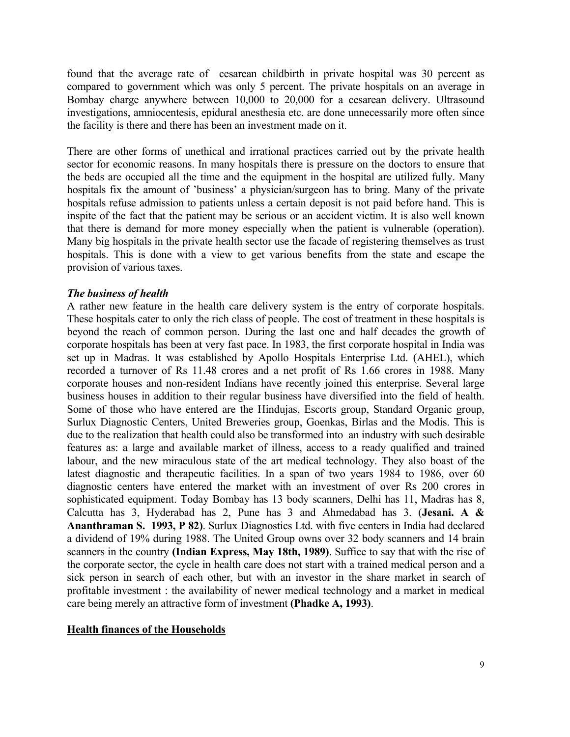found that the average rate of cesarean childbirth in private hospital was 30 percent as compared to government which was only 5 percent. The private hospitals on an average in Bombay charge anywhere between 10,000 to 20,000 for a cesarean delivery. Ultrasound investigations, amniocentesis, epidural anesthesia etc. are done unnecessarily more often since the facility is there and there has been an investment made on it.

There are other forms of unethical and irrational practices carried out by the private health sector for economic reasons. In many hospitals there is pressure on the doctors to ensure that the beds are occupied all the time and the equipment in the hospital are utilized fully. Many hospitals fix the amount of 'business' a physician/surgeon has to bring. Many of the private hospitals refuse admission to patients unless a certain deposit is not paid before hand. This is inspite of the fact that the patient may be serious or an accident victim. It is also well known that there is demand for more money especially when the patient is vulnerable (operation). Many big hospitals in the private health sector use the facade of registering themselves as trust hospitals. This is done with a view to get various benefits from the state and escape the provision of various taxes.

***The business of health***

A rather new feature in the health care delivery system is the entry of corporate hospitals. These hospitals cater to only the rich class of people. The cost of treatment in these hospitals is beyond the reach of common person. During the last one and half decades the growth of corporate hospitals has been at very fast pace. In 1983, the first corporate hospital in India was set up in Madras. It was established by Apollo Hospitals Enterprise Ltd. (AHEL), which recorded a turnover of Rs 11.48 crores and a net profit of Rs 1.66 crores in 1988. Many corporate houses and non-resident Indians have recently joined this enterprise. Several large business houses in addition to their regular business have diversified into the field of health. Some of those who have entered are the Hindujas, Escorts group, Standard Organic group, Surlux Diagnostic Centers, United Breweries group, Goenkas, Birlas and the Modis. This is due to the realization that health could also be transformed into an industry with such desirable features as: a large and available market of illness, access to a ready qualified and trained labour, and the new miraculous state of the art medical technology. They also boast of the latest diagnostic and therapeutic facilities. In a span of two years 1984 to 1986, over 60 diagnostic centers have entered the market with an investment of over Rs 200 crores in sophisticated equipment. Today Bombay has 13 body scanners, Delhi has 11, Madras has 8, Calcutta has 3, Hyderabad has 2, Pune has 3 and Ahmedabad has 3. (**Jesani. A & Ananthraman S. 1993, P 82)**. Surlux Diagnostics Ltd. with five centers in India had declared a dividend of 19% during 1988. The United Group owns over 32 body scanners and 14 brain scanners in the country **(Indian Express, May 18th, 1989)**. Suffice to say that with the rise of the corporate sector, the cycle in health care does not start with a trained medical person and a sick person in search of each other, but with an investor in the share market in search of profitable investment : the availability of newer medical technology and a market in medical care being merely an attractive form of investment **(Phadke A, 1993)**.

## Health finances of the Households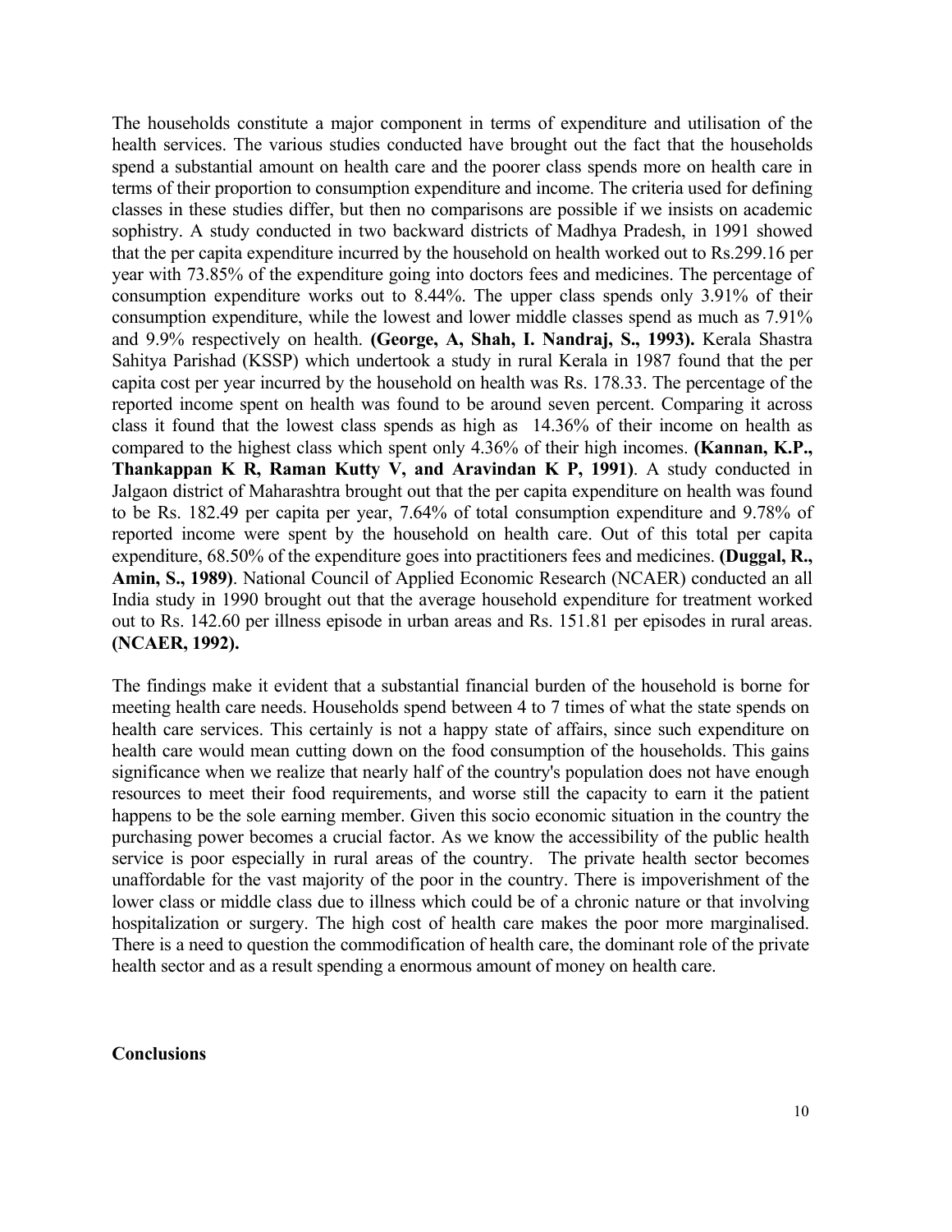The households constitute a major component in terms of expenditure and utilisation of the health services. The various studies conducted have brought out the fact that the households spend a substantial amount on health care and the poorer class spends more on health care in terms of their proportion to consumption expenditure and income. The criteria used for defining classes in these studies differ, but then no comparisons are possible if we insists on academic sophistry. A study conducted in two backward districts of Madhya Pradesh, in 1991 showed that the per capita expenditure incurred by the household on health worked out to Rs.299.16 per year with 73.85% of the expenditure going into doctors fees and medicines. The percentage of consumption expenditure works out to 8.44%. The upper class spends only 3.91% of their consumption expenditure, while the lowest and lower middle classes spend as much as 7.91% and 9.9% respectively on health. **(George, A, Shah, I. Nandraj, S., 1993).** Kerala Shastra Sahitya Parishad (KSSP) which undertook a study in rural Kerala in 1987 found that the per capita cost per year incurred by the household on health was Rs. 178.33. The percentage of the reported income spent on health was found to be around seven percent. Comparing it across class it found that the lowest class spends as high as 14.36% of their income on health as compared to the highest class which spent only 4.36% of their high incomes. **(Kannan, K.P., Thankappan K R, Raman Kutty V, and Aravindan K P, 1991)**. A study conducted in Jalgaon district of Maharashtra brought out that the per capita expenditure on health was found to be Rs. 182.49 per capita per year, 7.64% of total consumption expenditure and 9.78% of reported income were spent by the household on health care. Out of this total per capita expenditure, 68.50% of the expenditure goes into practitioners fees and medicines. **(Duggal, R., Amin, S., 1989)**. National Council of Applied Economic Research (NCAER) conducted an all India study in 1990 brought out that the average household expenditure for treatment worked out to Rs. 142.60 per illness episode in urban areas and Rs. 151.81 per episodes in rural areas. **(NCAER, 1992).**

The findings make it evident that a substantial financial burden of the household is borne for meeting health care needs. Households spend between 4 to 7 times of what the state spends on health care services. This certainly is not a happy state of affairs, since such expenditure on health care would mean cutting down on the food consumption of the households. This gains significance when we realize that nearly half of the country's population does not have enough resources to meet their food requirements, and worse still the capacity to earn it the patient happens to be the sole earning member. Given this socio economic situation in the country the purchasing power becomes a crucial factor. As we know the accessibility of the public health service is poor especially in rural areas of the country. The private health sector becomes unaffordable for the vast majority of the poor in the country. There is impoverishment of the lower class or middle class due to illness which could be of a chronic nature or that involving hospitalization or surgery. The high cost of health care makes the poor more marginalised. There is a need to question the commodification of health care, the dominant role of the private health sector and as a result spending a enormous amount of money on health care.

**Conclusions**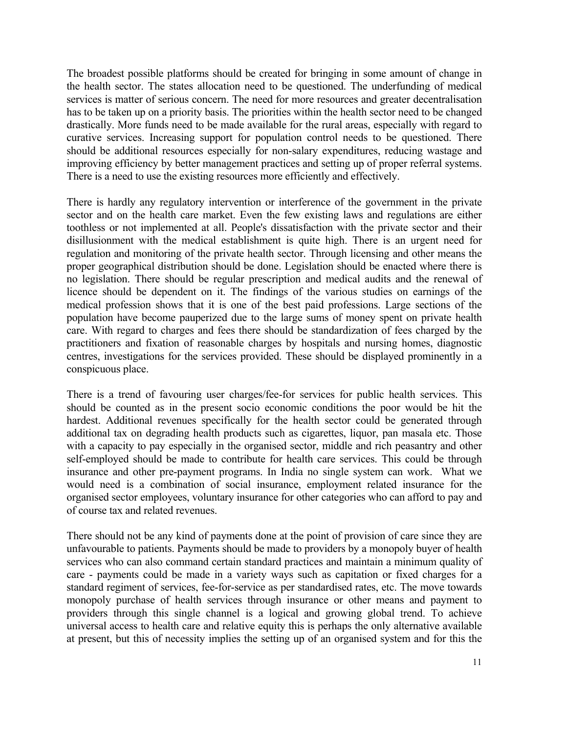The broadest possible platforms should be created for bringing in some amount of change in the health sector. The states allocation need to be questioned. The underfunding of medical services is matter of serious concern. The need for more resources and greater decentralisation has to be taken up on a priority basis. The priorities within the health sector need to be changed drastically. More funds need to be made available for the rural areas, especially with regard to curative services. Increasing support for population control needs to be questioned. There should be additional resources especially for non-salary expenditures, reducing wastage and improving efficiency by better management practices and setting up of proper referral systems. There is a need to use the existing resources more efficiently and effectively.

There is hardly any regulatory intervention or interference of the government in the private sector and on the health care market. Even the few existing laws and regulations are either toothless or not implemented at all. People's dissatisfaction with the private sector and their disillusionment with the medical establishment is quite high. There is an urgent need for regulation and monitoring of the private health sector. Through licensing and other means the proper geographical distribution should be done. Legislation should be enacted where there is no legislation. There should be regular prescription and medical audits and the renewal of licence should be dependent on it. The findings of the various studies on earnings of the medical profession shows that it is one of the best paid professions. Large sections of the population have become pauperized due to the large sums of money spent on private health care. With regard to charges and fees there should be standardization of fees charged by the practitioners and fixation of reasonable charges by hospitals and nursing homes, diagnostic centres, investigations for the services provided. These should be displayed prominently in a conspicuous place.

There is a trend of favouring user charges/fee-for services for public health services. This should be counted as in the present socio economic conditions the poor would be hit the hardest. Additional revenues specifically for the health sector could be generated through additional tax on degrading health products such as cigarettes, liquor, pan masala etc. Those with a capacity to pay especially in the organised sector, middle and rich peasantry and other self-employed should be made to contribute for health care services. This could be through insurance and other pre-payment programs. In India no single system can work. What we would need is a combination of social insurance, employment related insurance for the organised sector employees, voluntary insurance for other categories who can afford to pay and of course tax and related revenues.

There should not be any kind of payments done at the point of provision of care since they are unfavourable to patients. Payments should be made to providers by a monopoly buyer of health services who can also command certain standard practices and maintain a minimum quality of care - payments could be made in a variety ways such as capitation or fixed charges for a standard regiment of services, fee-for-service as per standardised rates, etc. The move towards monopoly purchase of health services through insurance or other means and payment to providers through this single channel is a logical and growing global trend. To achieve universal access to health care and relative equity this is perhaps the only alternative available at present, but this of necessity implies the setting up of an organised system and for this the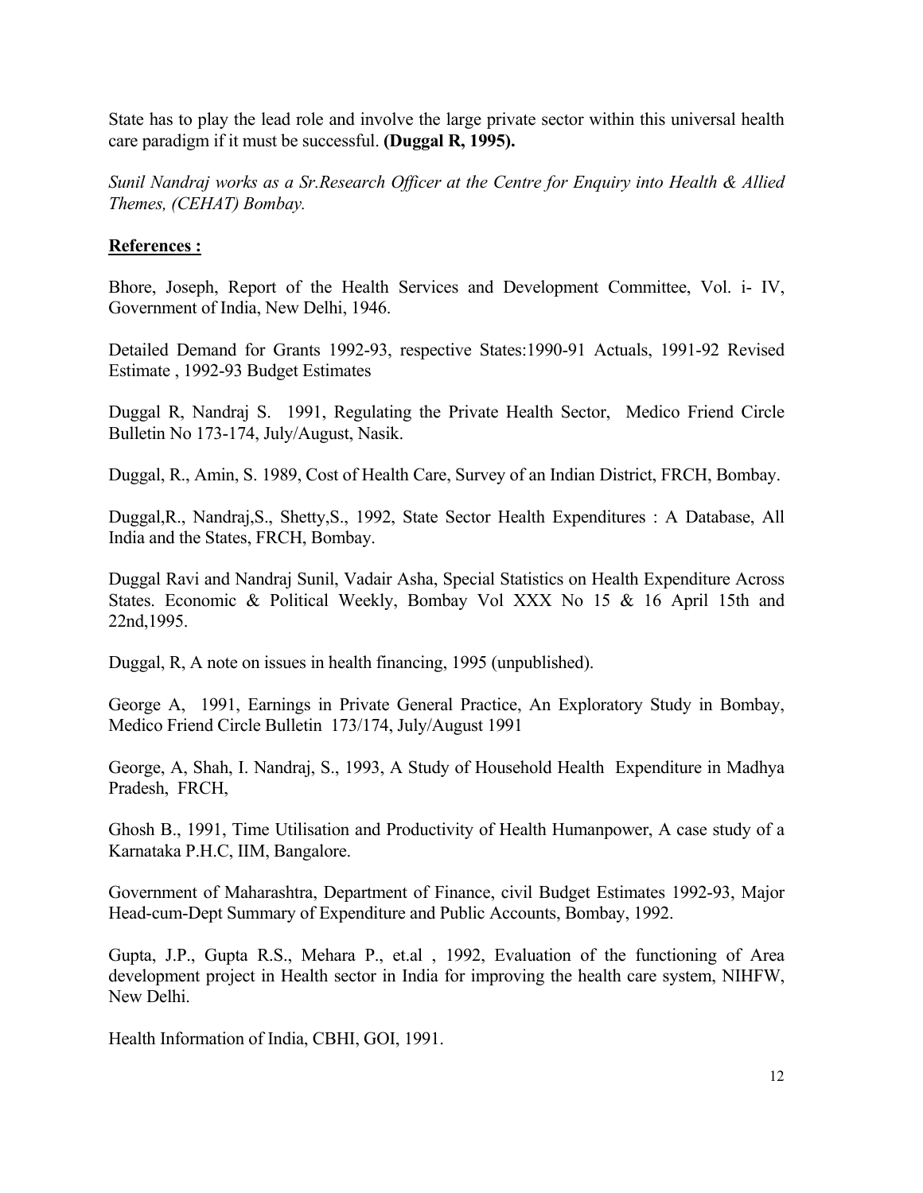State has to play the lead role and involve the large private sector within this universal health care paradigm if it must be successful. **(Duggal R, 1995).**

*Sunil Nandraj works as a Sr.Research Officer at the Centre for Enquiry into Health & Allied Themes, (CEHAT) Bombay.*

**References :**

Bhore, Joseph, Report of the Health Services and Development Committee, Vol. i- IV, Government of India, New Delhi, 1946.

Detailed Demand for Grants 1992-93, respective States:1990-91 Actuals, 1991-92 Revised Estimate , 1992-93 Budget Estimates

Duggal R, Nandraj S. 1991, Regulating the Private Health Sector, Medico Friend Circle Bulletin No 173-174, July/August, Nasik.

Duggal, R., Amin, S. 1989, Cost of Health Care, Survey of an Indian District, FRCH, Bombay.

Duggal,R., Nandraj,S., Shetty,S., 1992, State Sector Health Expenditures : A Database, All India and the States, FRCH, Bombay.

Duggal Ravi and Nandraj Sunil, Vadair Asha, Special Statistics on Health Expenditure Across States. Economic & Political Weekly, Bombay Vol XXX No 15 & 16 April 15th and 22nd,1995.

Duggal, R, A note on issues in health financing, 1995 (unpublished).

George A, 1991, Earnings in Private General Practice, An Exploratory Study in Bombay, Medico Friend Circle Bulletin 173/174, July/August 1991

George, A, Shah, I. Nandraj, S., 1993, A Study of Household Health Expenditure in Madhya Pradesh, FRCH,

Ghosh B., 1991, Time Utilisation and Productivity of Health Humanpower, A case study of a Karnataka P.H.C, IIM, Bangalore.

Government of Maharashtra, Department of Finance, civil Budget Estimates 1992-93, Major Head-cum-Dept Summary of Expenditure and Public Accounts, Bombay, 1992.

Gupta, J.P., Gupta R.S., Mehara P., et.al , 1992, Evaluation of the functioning of Area development project in Health sector in India for improving the health care system, NIHFW, New Delhi.

Health Information of India, CBHI, GOI, 1991.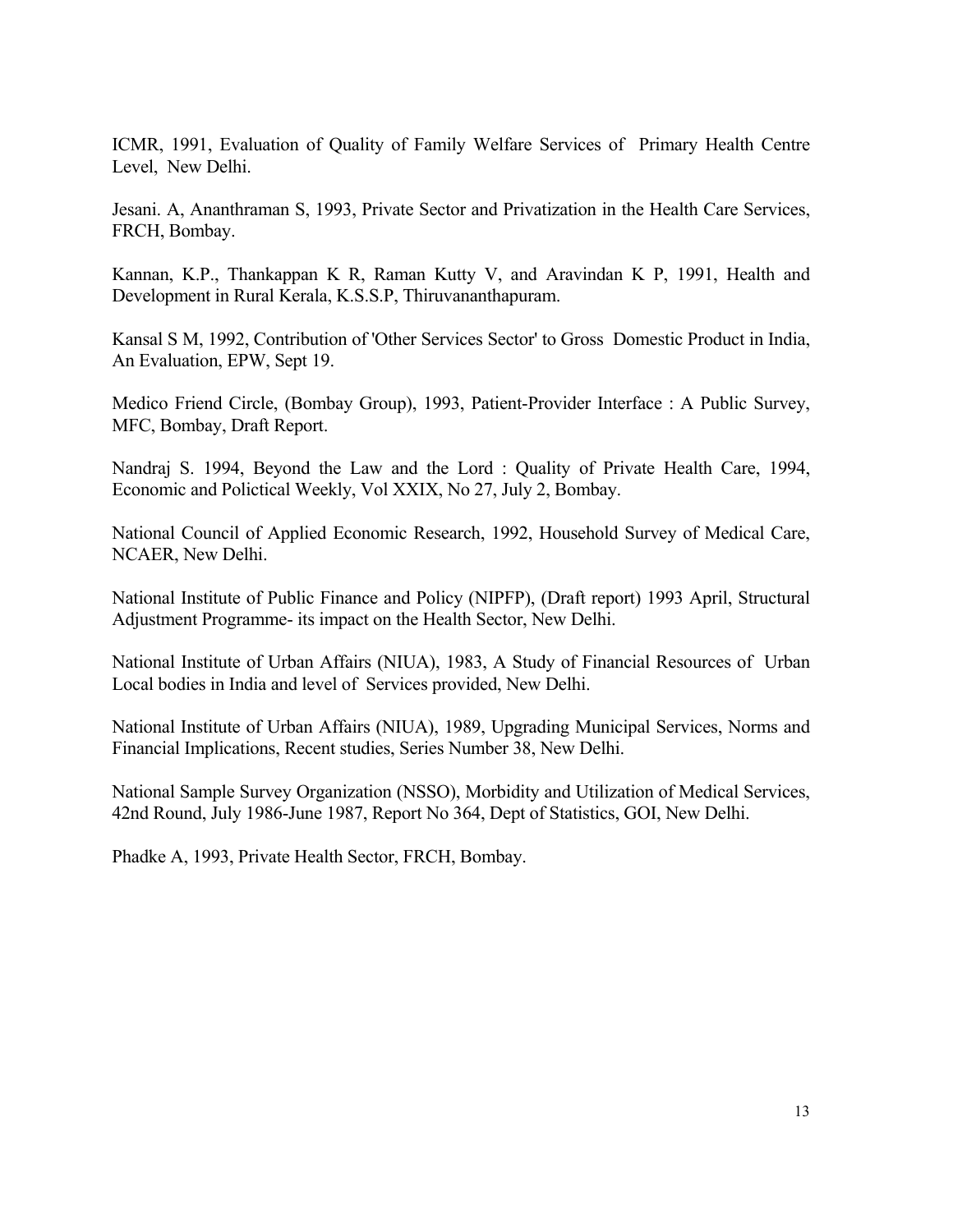ICMR, 1991, Evaluation of Quality of Family Welfare Services of Primary Health Centre Level, New Delhi.

Jesani. A, Ananthraman S, 1993, Private Sector and Privatization in the Health Care Services, FRCH, Bombay.

Kannan, K.P., Thankappan K R, Raman Kutty V, and Aravindan K P, 1991, Health and Development in Rural Kerala, K.S.S.P, Thiruvananthapuram.

Kansal S M, 1992, Contribution of 'Other Services Sector' to Gross Domestic Product in India, An Evaluation, EPW, Sept 19.

Medico Friend Circle, (Bombay Group), 1993, Patient-Provider Interface : A Public Survey, MFC, Bombay, Draft Report.

Nandraj S. 1994, Beyond the Law and the Lord : Quality of Private Health Care, 1994, Economic and Polictical Weekly, Vol XXIX, No 27, July 2, Bombay.

National Council of Applied Economic Research, 1992, Household Survey of Medical Care, NCAER, New Delhi.

National Institute of Public Finance and Policy (NIPFP), (Draft report) 1993 April, Structural Adjustment Programme- its impact on the Health Sector, New Delhi.

National Institute of Urban Affairs (NIUA), 1983, A Study of Financial Resources of Urban Local bodies in India and level of Services provided, New Delhi.

National Institute of Urban Affairs (NIUA), 1989, Upgrading Municipal Services, Norms and Financial Implications, Recent studies, Series Number 38, New Delhi.

National Sample Survey Organization (NSSO), Morbidity and Utilization of Medical Services, 42nd Round, July 1986-June 1987, Report No 364, Dept of Statistics, GOI, New Delhi.

Phadke A, 1993, Private Health Sector, FRCH, Bombay.